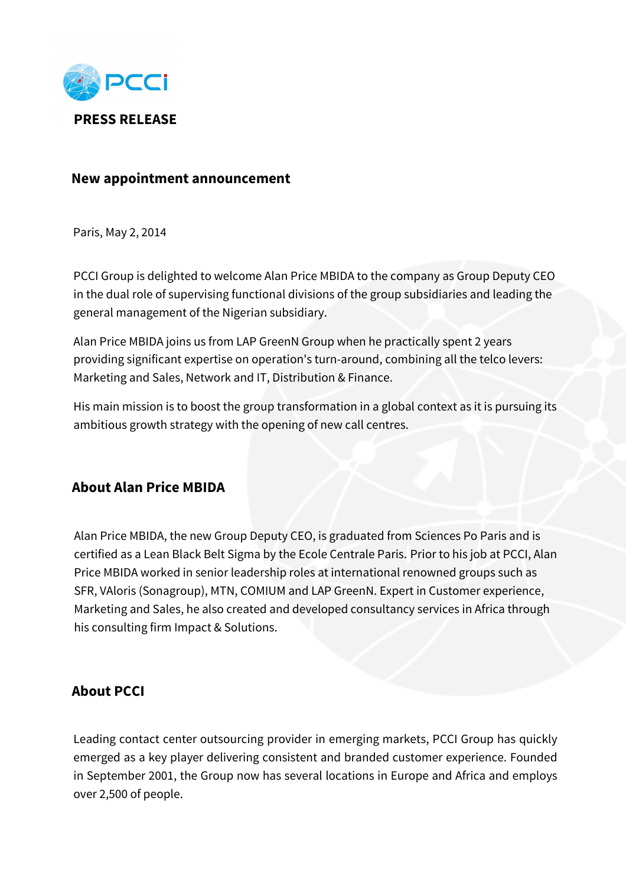PCCi

**PRESS RELEASE**

## New appointment announcement

Paris, May 2, 2014

PCCI Group is delighted to welcome Alan Price MBIDA to the company as Group Deputy CEO in the dual role of supervising functional divisions of the group subsidiaries and leading the general management of the Nigerian subsidiary.

Alan Price MBIDA joins us from LAP GreenN Group when he practically spent 2 years providing significant expertise on operation's turn-around, combining all the telco levers: Marketing and Sales, Network and IT, Distribution & Finance.

His main mission is to boost the group transformation in a global context as it is pursuing its ambitious growth strategy with the opening of new call centres.

## About Alan Price MBIDA

Alan Price MBIDA, the new Group Deputy CEO, is graduated from Sciences Po Paris and is certified as a Lean Black Belt Sigma by the Ecole Centrale Paris. Prior to his job at PCCI, Alan Price MBIDA worked in senior leadership roles at international renowned groups such as SFR, VAloris (Sonagroup), MTN, COMIUM and LAP GreenN. Expert in Customer experience, Marketing and Sales, he also created and developed consultancy services in Africa through his consulting firm Impact & Solutions.

## About PCCI

Leading contact center outsourcing provider in emerging markets, PCCI Group has quickly emerged as a key player delivering consistent and branded customer experience. Founded in September 2001, the Group now has several locations in Europe and Africa and employs over 2,500 of people.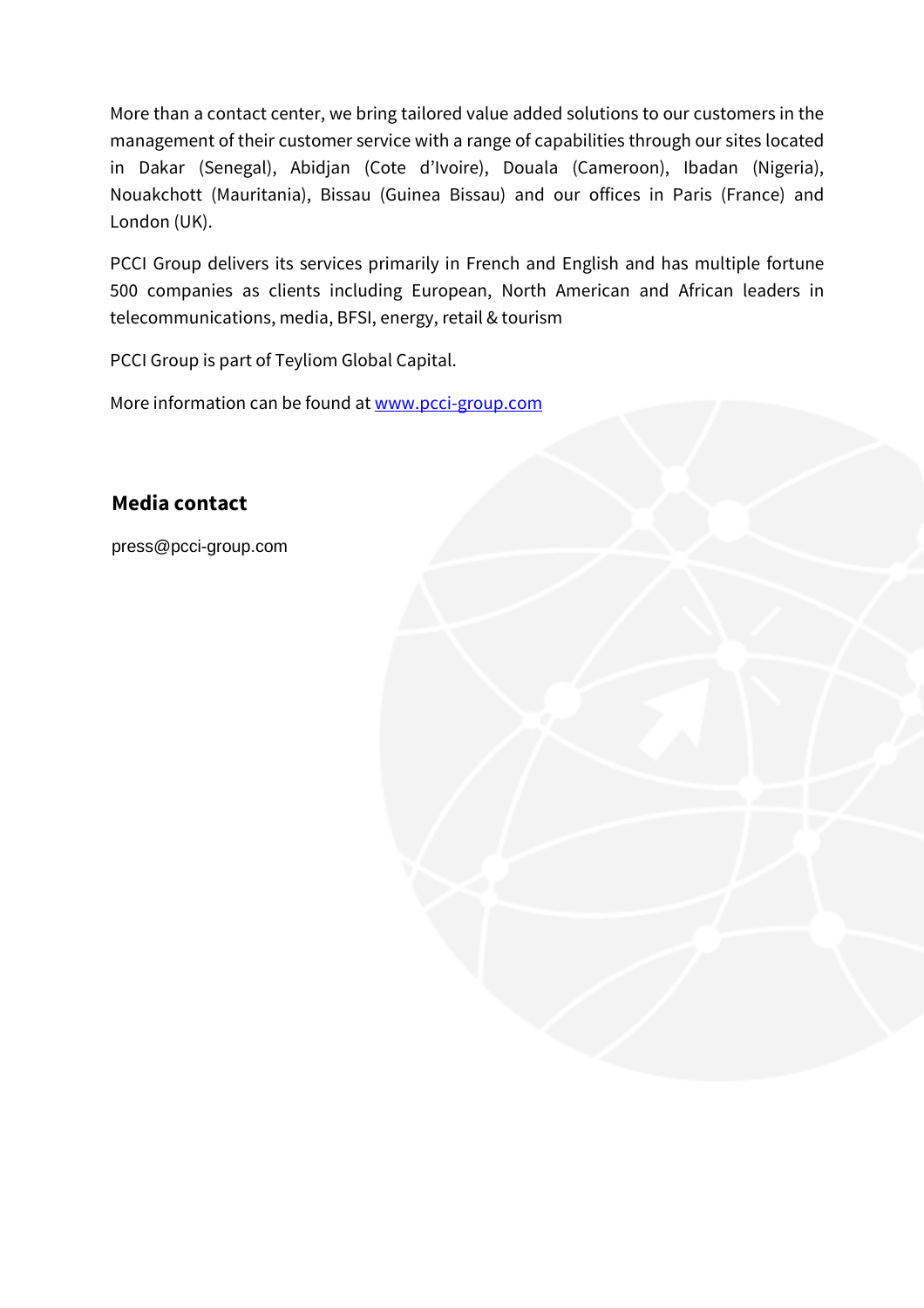More than a contact center, we bring tailored value added solutions to our customers in the management of their customer service with a range of capabilities through our sites located in Dakar (Senegal), Abidjan (Cote d'Ivoire), Douala (Cameroon), Ibadan (Nigeria), Nouakchott (Mauritania), Bissau (Guinea Bissau) and our offices in Paris (France) and London (UK).

PCCI Group delivers its services primarily in French and English and has multiple fortune 500 companies as clients including European, North American and African leaders in telecommunications, media, BFSI, energy, retail & tourism

PCCI Group is part of Teyliom Global Capital.

More information can be found at [www.pcci-group.com](http://www.pcci-group.com)

## Media contact

press@pcci-group.com